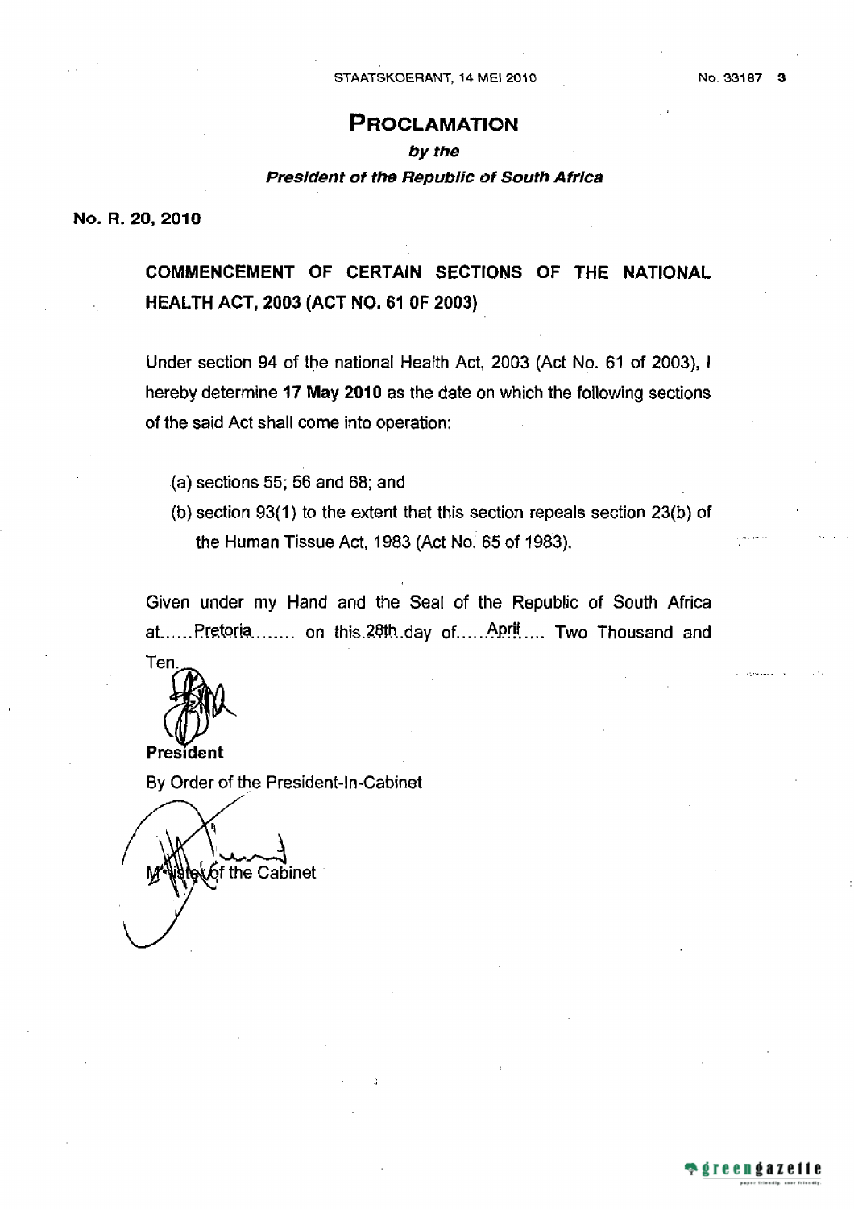# PROCLAMATION

### *by the*

### *President of the Republic of South Africa*

**No. R. 20, 2010**

## COMMENCEMENT OF CERTAIN SECTIONS OF THE NATIONAL HEALTH ACT, 2003 (ACT NO. 61 0F 2003)

Under section 94 of the national Health Act, 2003 (Act No. 61 of 2003), I hereby determine **17 May 2010** as the date on which the following sections of the said Act shall come into operation:

(a) sections 55; 56 and 68; and

(b) section 93(1) to the extent that this section repeals section 23(b) of the Human Tissue Act, 1983 (Act No. 65 of 1983).

Given under my Hand and the Seal of the Republic of South Africa at......Pretoria........ on this 28th day of.....April.... Two Thousand and Ten.

**President**

By Order of the President-In-Cabinet

Minister of the Cabinet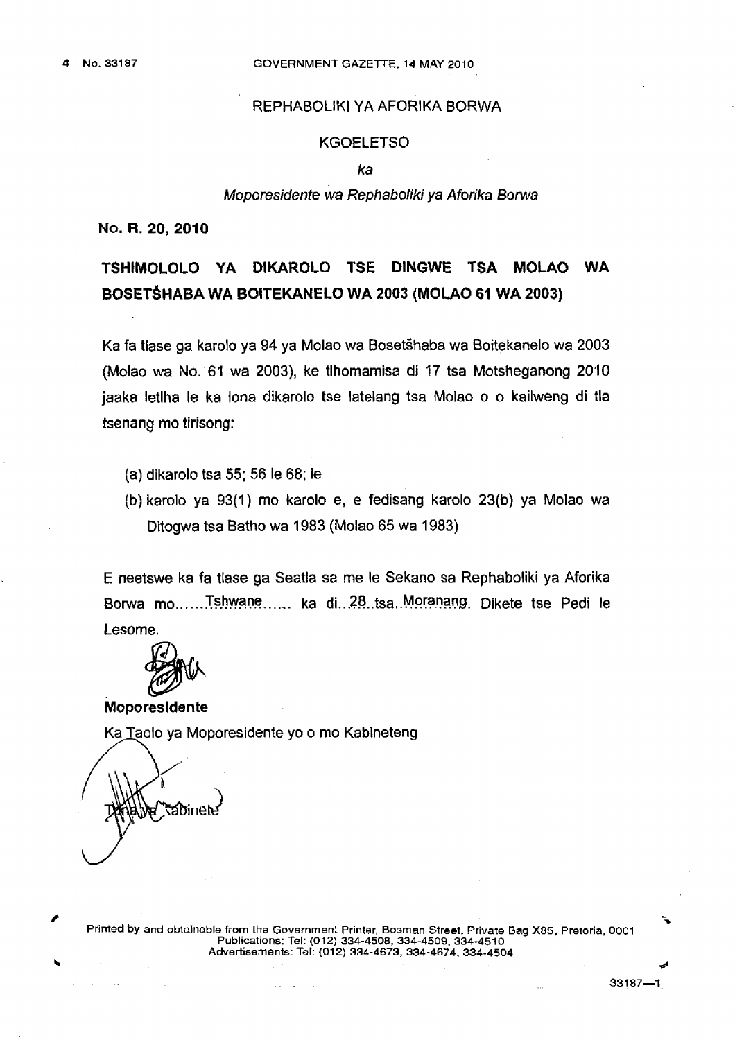REPHABOLIKI YA AFORIKA BORWA

KGOELETSO

*ka*

*Moporesidente wa Rephaboliki ya Aforika Borwa*

**No. R. 20, 2010**

## TSHIMOLOLO YA DIKAROLO TSE DINGWE TSA MOLAO WA BOSETŠHABA WA BOITEKANELO WA 2003 (MOLAO 61 WA 2003)

Ka fa tlase ga karolo ya 94 ya Molao wa Bosetšhaba wa Boitekanelo wa 2003 (Molao wa No. 61 wa 2003), ke tlhomamisa di 17 tsa Motsheganong 2010 jaaka letlha le ka lona dikarolo tse latelang tsa Molao o o kailweng di tla tsenang mo tirisong:

(a) dikarolo tsa 55; 56 le 68; le

(b) karolo ya 93(1) mo karolo e, e fedisang karolo 23(b) ya Molao wa Ditogwa tsa Batho wa 1983 (Molao 65 wa 1983)

E neetswe ka fa tlase ga Seatla sa me le Sekano sa Rephaboliki ya Aforika Borwa mo......Tshwane...... ka di...28..tsa..Moranang. Dikete tse Pedi le Lesome.

**Moporesidente**

Ka Taolo ya Moporesidente yo o mo Kabineteng

Tona ya Kabinete

Printed by and obtainable from the Government Printer, Bosman Street, Private Bag X85, Pretoria, 0001
Publications: Tel: (012) 334-4508, 334-4509, 334-4510
Advertisements: Tel: (012) 334-4673, 334-4674, 334-4504

33187—1